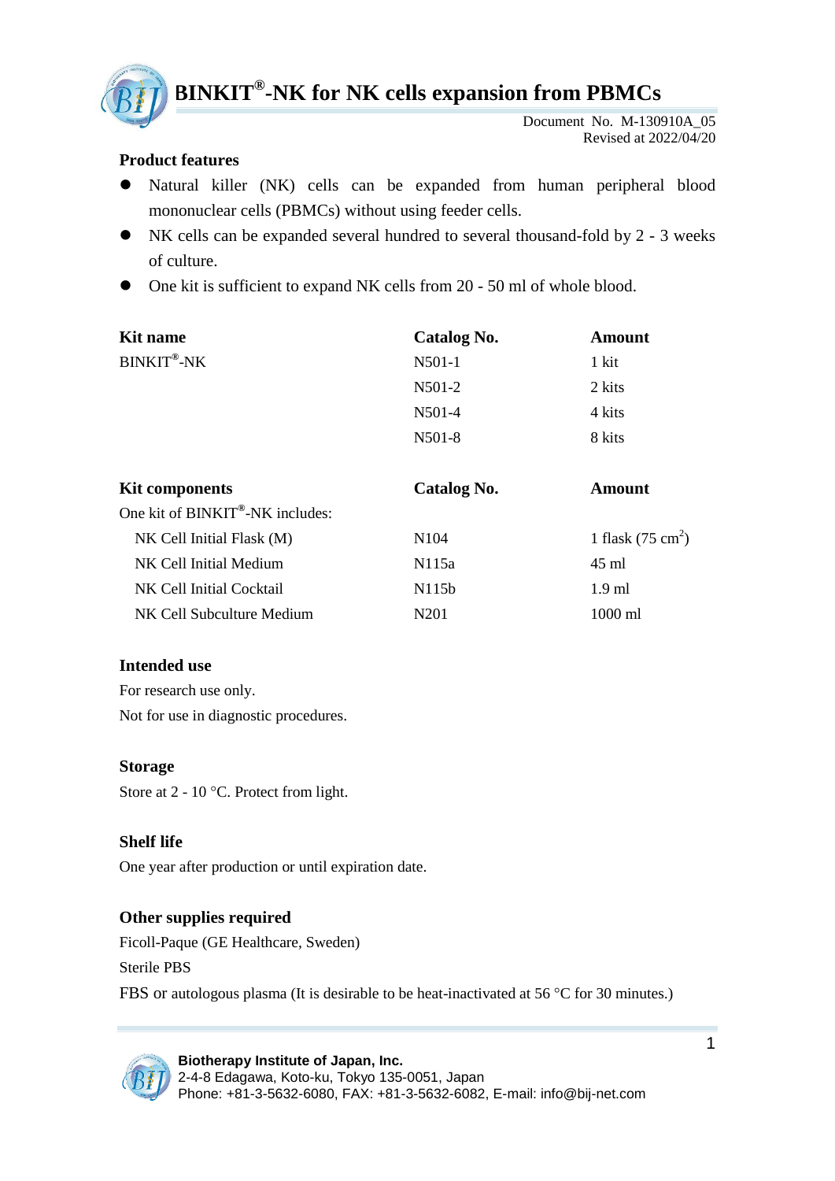# BINKIT®-NK for NK cells expansion from PBMCs

Document No. M-130910A_05
Revised at 2022/04/20

## Product features

- Natural killer (NK) cells can be expanded from human peripheral blood mononuclear cells (PBMCs) without using feeder cells.
- NK cells can be expanded several hundred to several thousand-fold by 2 - 3 weeks of culture.
- One kit is sufficient to expand NK cells from 20 - 50 ml of whole blood.

| Kit name | Catalog No. | Amount |
|---|---|---|
| BINKIT®-NK | N501-1 | 1 kit |
| | N501-2 | 2 kits |
| | N501-4 | 4 kits |
| | N501-8 | 8 kits |

| Kit components | Catalog No. | Amount |
|---|---|---|
| One kit of BINKIT®-NK includes: | | |
| NK Cell Initial Flask (M) | N104 | 1 flask (75 $cm^2$) |
| NK Cell Initial Medium | N115a | 45 ml |
| NK Cell Initial Cocktail | N115b | 1.9 ml |
| NK Cell Subculture Medium | N201 | 1000 ml |

## Intended use

For research use only.

Not for use in diagnostic procedures.

## Storage

Store at 2 - 10 °C. Protect from light.

## Shelf life

One year after production or until expiration date.

## Other supplies required

Ficoll-Paque (GE Healthcare, Sweden)

Sterile PBS

FBS or autologous plasma (It is desirable to be heat-inactivated at 56 °C for 30 minutes.)

**Biotherapy Institute of Japan, Inc.**
2-4-8 Edagawa, Koto-ku, Tokyo 135-0051, Japan
Phone: +81-3-5632-6080, FAX: +81-3-5632-6082, E-mail: info@bij-net.com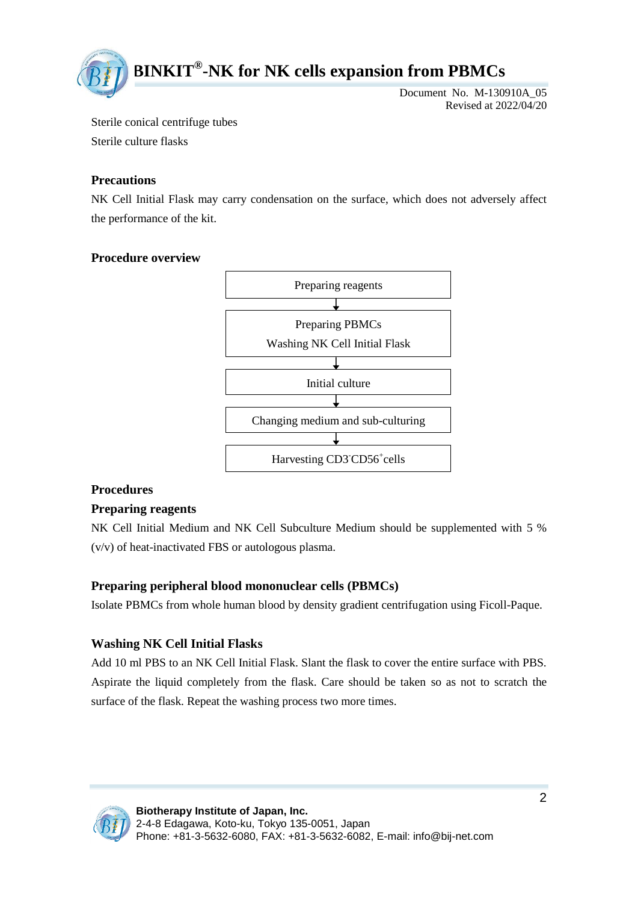Sterile conical centrifuge tubes

Sterile culture flasks

### Precautions

NK Cell Initial Flask may carry condensation on the surface, which does not adversely affect the performance of the kit.

### Procedure overview

Preparing reagents

↓

Preparing PBMCs
Washing NK Cell Initial Flask

↓

Initial culture

↓

Changing medium and sub-culturing

↓

Harvesting $CD3^-CD56^+$ cells

### Procedures

### Preparing reagents

NK Cell Initial Medium and NK Cell Subculture Medium should be supplemented with 5 % (v/v) of heat-inactivated FBS or autologous plasma.

### Preparing peripheral blood mononuclear cells (PBMCs)

Isolate PBMCs from whole human blood by density gradient centrifugation using Ficoll-Paque.

### Washing NK Cell Initial Flasks

Add 10 ml PBS to an NK Cell Initial Flask. Slant the flask to cover the entire surface with PBS. Aspirate the liquid completely from the flask. Care should be taken so as not to scratch the surface of the flask. Repeat the washing process two more times.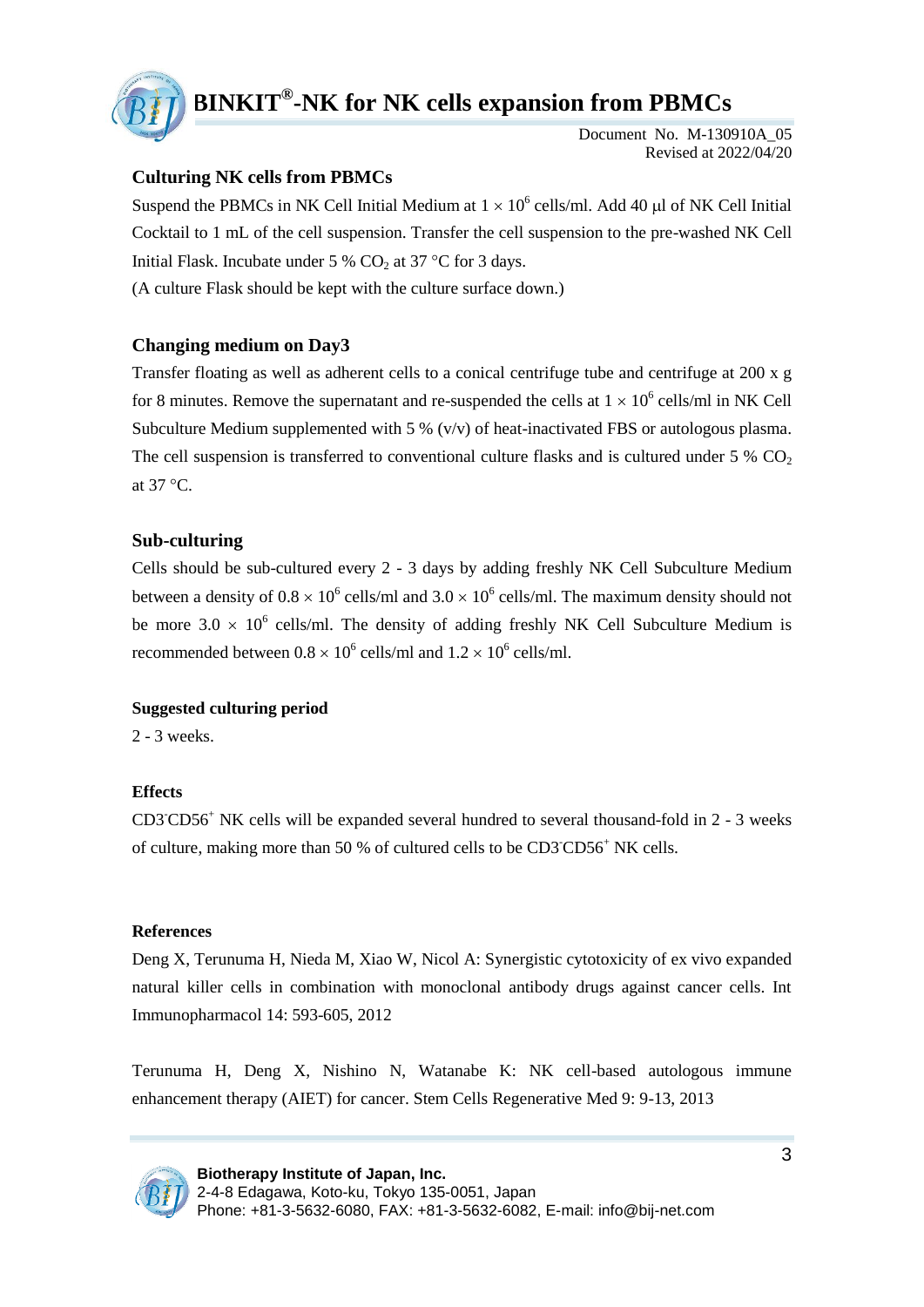## Culturing NK cells from PBMCs

Suspend the PBMCs in NK Cell Initial Medium at $1 \times 10^6$ cells/ml. Add 40 μl of NK Cell Initial Cocktail to 1 mL of the cell suspension. Transfer the cell suspension to the pre-washed NK Cell Initial Flask. Incubate under 5 % $CO_2$ at 37 °C for 3 days.

(A culture Flask should be kept with the culture surface down.)

## Changing medium on Day3

Transfer floating as well as adherent cells to a conical centrifuge tube and centrifuge at 200 x g for 8 minutes. Remove the supernatant and re-suspended the cells at $1 \times 10^6$ cells/ml in NK Cell Subculture Medium supplemented with 5 % (v/v) of heat-inactivated FBS or autologous plasma. The cell suspension is transferred to conventional culture flasks and is cultured under 5 % $CO_2$ at 37 °C.

## Sub-culturing

Cells should be sub-cultured every 2 - 3 days by adding freshly NK Cell Subculture Medium between a density of $0.8 \times 10^6$ cells/ml and $3.0 \times 10^6$ cells/ml. The maximum density should not be more $3.0 \times 10^6$ cells/ml. The density of adding freshly NK Cell Subculture Medium is recommended between $0.8 \times 10^6$ cells/ml and $1.2 \times 10^6$ cells/ml.

### Suggested culturing period

2 - 3 weeks.

### Effects

$CD3^-CD56^+$ NK cells will be expanded several hundred to several thousand-fold in 2 - 3 weeks of culture, making more than 50 % of cultured cells to be $CD3^-CD56^+$ NK cells.

### References

Deng X, Terunuma H, Nieda M, Xiao W, Nicol A: Synergistic cytotoxicity of ex vivo expanded natural killer cells in combination with monoclonal antibody drugs against cancer cells. Int Immunopharmacol 14: 593-605, 2012

Terunuma H, Deng X, Nishino N, Watanabe K: NK cell-based autologous immune enhancement therapy (AIET) for cancer. Stem Cells Regenerative Med 9: 9-13, 2013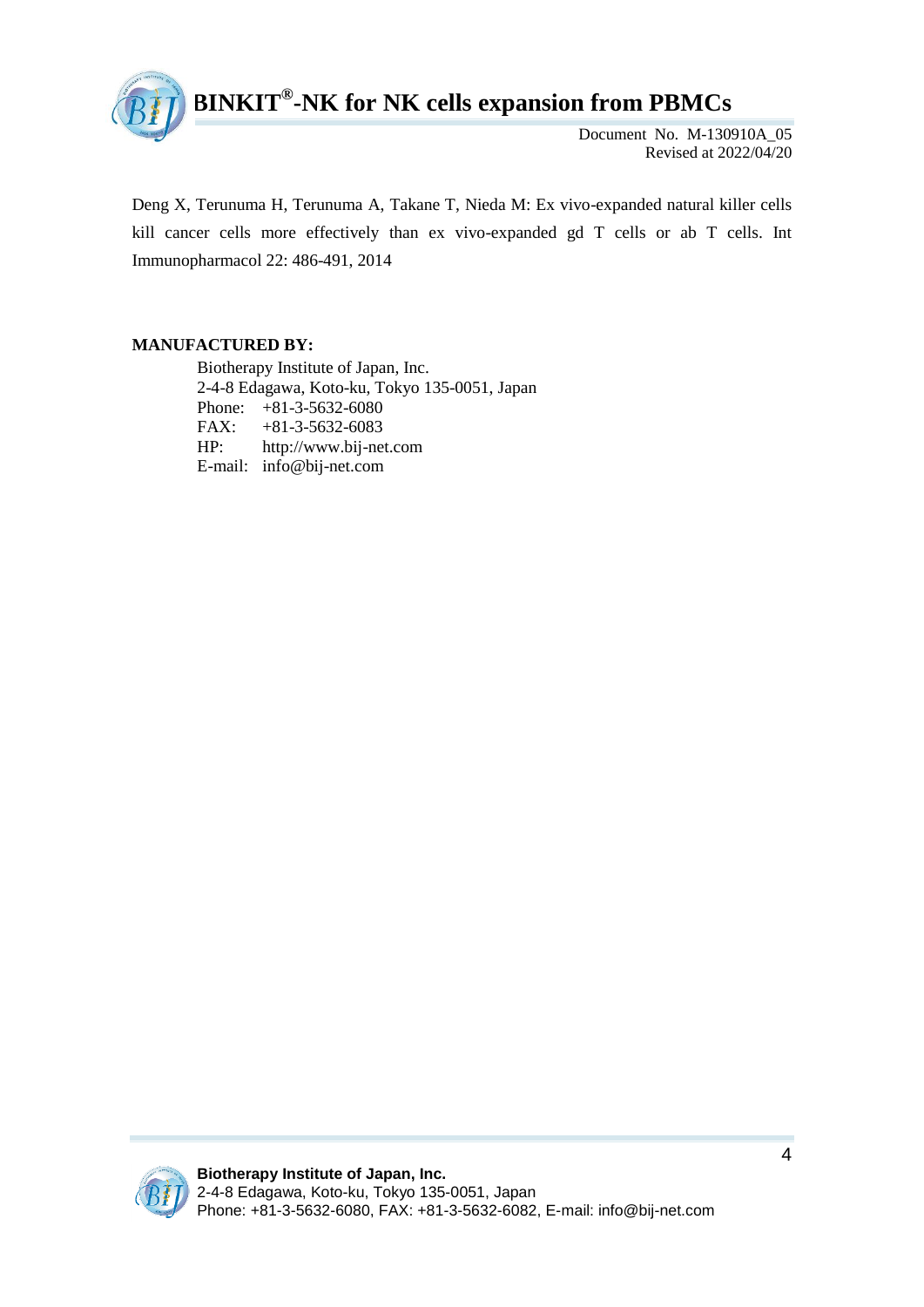Deng X, Terunuma H, Terunuma A, Takane T, Nieda M: Ex vivo-expanded natural killer cells kill cancer cells more effectively than ex vivo-expanded gd T cells or ab T cells. Int Immunopharmacol 22: 486-491, 2014

**MANUFACTURED BY:**

Biotherapy Institute of Japan, Inc.
2-4-8 Edagawa, Koto-ku, Tokyo 135-0051, Japan
Phone: +81-3-5632-6080
FAX: +81-3-5632-6083
HP: http://www.bij-net.com
E-mail: info@bij-net.com